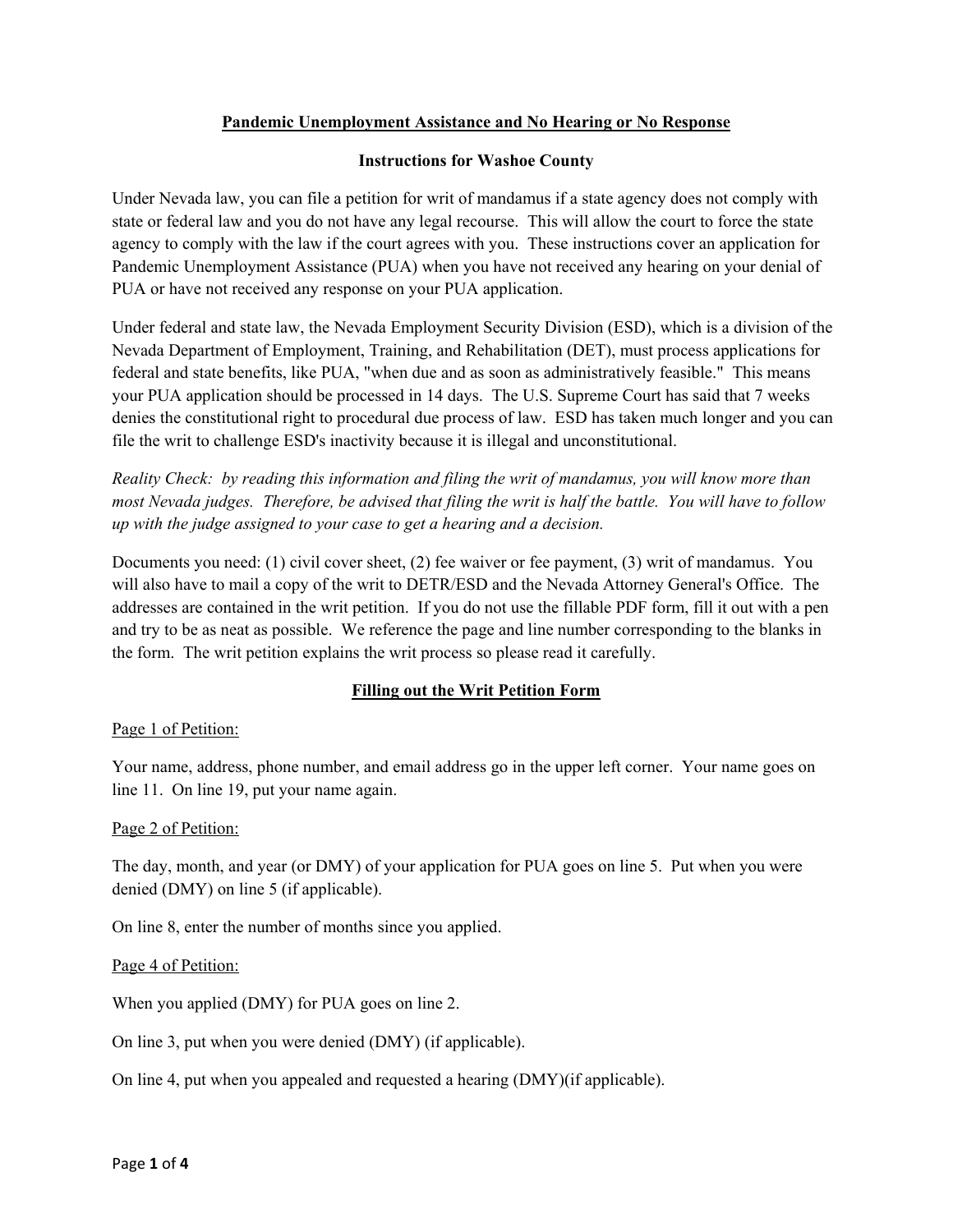**<u>Pandemic Unemployment Assistance and No Hearing or No Response</u>**

**Instructions for Washoe County**

Under Nevada law, you can file a petition for writ of mandamus if a state agency does not comply with state or federal law and you do not have any legal recourse. This will allow the court to force the state agency to comply with the law if the court agrees with you. These instructions cover an application for Pandemic Unemployment Assistance (PUA) when you have not received any hearing on your denial of PUA or have not received any response on your PUA application.

Under federal and state law, the Nevada Employment Security Division (ESD), which is a division of the Nevada Department of Employment, Training, and Rehabilitation (DET), must process applications for federal and state benefits, like PUA, "when due and as soon as administratively feasible." This means your PUA application should be processed in 14 days. The U.S. Supreme Court has said that 7 weeks denies the constitutional right to procedural due process of law. ESD has taken much longer and you can file the writ to challenge ESD's inactivity because it is illegal and unconstitutional.

*Reality Check: by reading this information and filing the writ of mandamus, you will know more than most Nevada judges. Therefore, be advised that filing the writ is half the battle. You will have to follow up with the judge assigned to your case to get a hearing and a decision.*

Documents you need: (1) civil cover sheet, (2) fee waiver or fee payment, (3) writ of mandamus. You will also have to mail a copy of the writ to DETR/ESD and the Nevada Attorney General's Office. The addresses are contained in the writ petition. If you do not use the fillable PDF form, fill it out with a pen and try to be as neat as possible. We reference the page and line number corresponding to the blanks in the form. The writ petition explains the writ process so please read it carefully.

**<u>Filling out the Writ Petition Form</u>**

<u>Page 1 of Petition:</u>

Your name, address, phone number, and email address go in the upper left corner. Your name goes on line 11. On line 19, put your name again.

<u>Page 2 of Petition:</u>

The day, month, and year (or DMY) of your application for PUA goes on line 5. Put when you were denied (DMY) on line 5 (if applicable).

On line 8, enter the number of months since you applied.

<u>Page 4 of Petition:</u>

When you applied (DMY) for PUA goes on line 2.

On line 3, put when you were denied (DMY) (if applicable).

On line 4, put when you appealed and requested a hearing (DMY)(if applicable).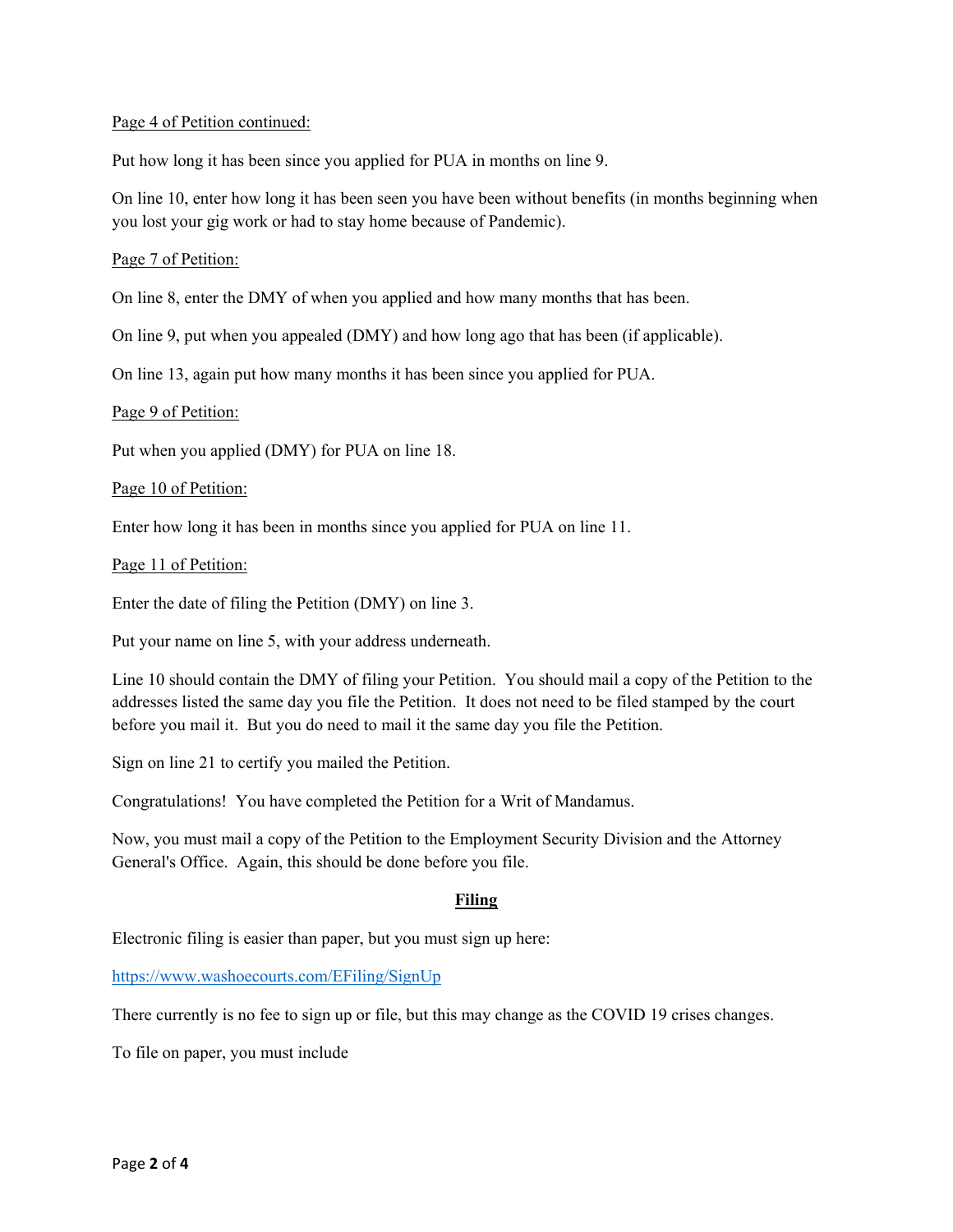<u>Page 4 of Petition continued:</u>

Put how long it has been since you applied for PUA in months on line 9.

On line 10, enter how long it has been seen you have been without benefits (in months beginning when you lost your gig work or had to stay home because of Pandemic).

<u>Page 7 of Petition:</u>

On line 8, enter the DMY of when you applied and how many months that has been.

On line 9, put when you appealed (DMY) and how long ago that has been (if applicable).

On line 13, again put how many months it has been since you applied for PUA.

<u>Page 9 of Petition:</u>

Put when you applied (DMY) for PUA on line 18.

<u>Page 10 of Petition:</u>

Enter how long it has been in months since you applied for PUA on line 11.

<u>Page 11 of Petition:</u>

Enter the date of filing the Petition (DMY) on line 3.

Put your name on line 5, with your address underneath.

Line 10 should contain the DMY of filing your Petition. You should mail a copy of the Petition to the addresses listed the same day you file the Petition. It does not need to be filed stamped by the court before you mail it. But you do need to mail it the same day you file the Petition.

Sign on line 21 to certify you mailed the Petition.

Congratulations! You have completed the Petition for a Writ of Mandamus.

Now, you must mail a copy of the Petition to the Employment Security Division and the Attorney General's Office. Again, this should be done before you file.

## Filing

Electronic filing is easier than paper, but you must sign up here:

https://www.washoecourts.com/EFiling/SignUp

There currently is no fee to sign up or file, but this may change as the COVID 19 crises changes.

To file on paper, you must include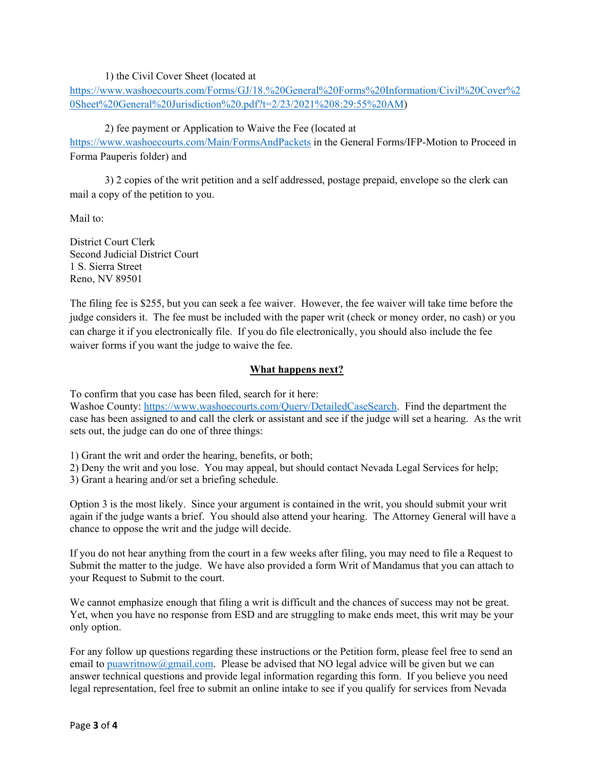1) the Civil Cover Sheet (located at https://www.washoecourts.com/Forms/GJ/18.%20General%20Forms%20Information/Civil%20Cover%20Sheet%20General%20Jurisdiction%20.pdf?t=2/23/2021%208:29:55%20AM)

2) fee payment or Application to Waive the Fee (located at https://www.washoecourts.com/Main/FormsAndPackets in the General Forms/IFP-Motion to Proceed in Forma Pauperis folder) and

3) 2 copies of the writ petition and a self addressed, postage prepaid, envelope so the clerk can mail a copy of the petition to you.

Mail to:

District Court Clerk
Second Judicial District Court
1 S. Sierra Street
Reno, NV 89501

The filing fee is $255, but you can seek a fee waiver. However, the fee waiver will take time before the judge considers it. The fee must be included with the paper writ (check or money order, no cash) or you can charge it if you electronically file. If you do file electronically, you should also include the fee waiver forms if you want the judge to waive the fee.

## **What happens next?**

To confirm that you case has been filed, search for it here:
Washoe County: https://www.washoecourts.com/Query/DetailedCaseSearch. Find the department the case has been assigned to and call the clerk or assistant and see if the judge will set a hearing. As the writ sets out, the judge can do one of three things:

1) Grant the writ and order the hearing, benefits, or both;
2) Deny the writ and you lose. You may appeal, but should contact Nevada Legal Services for help;
3) Grant a hearing and/or set a briefing schedule.

Option 3 is the most likely. Since your argument is contained in the writ, you should submit your writ again if the judge wants a brief. You should also attend your hearing. The Attorney General will have a chance to oppose the writ and the judge will decide.

If you do not hear anything from the court in a few weeks after filing, you may need to file a Request to Submit the matter to the judge. We have also provided a form Writ of Mandamus that you can attach to your Request to Submit to the court.

We cannot emphasize enough that filing a writ is difficult and the chances of success may not be great. Yet, when you have no response from ESD and are struggling to make ends meet, this writ may be your only option.

For any follow up questions regarding these instructions or the Petition form, please feel free to send an email to puawritnow@gmail.com. Please be advised that NO legal advice will be given but we can answer technical questions and provide legal information regarding this form. If you believe you need legal representation, feel free to submit an online intake to see if you qualify for services from Nevada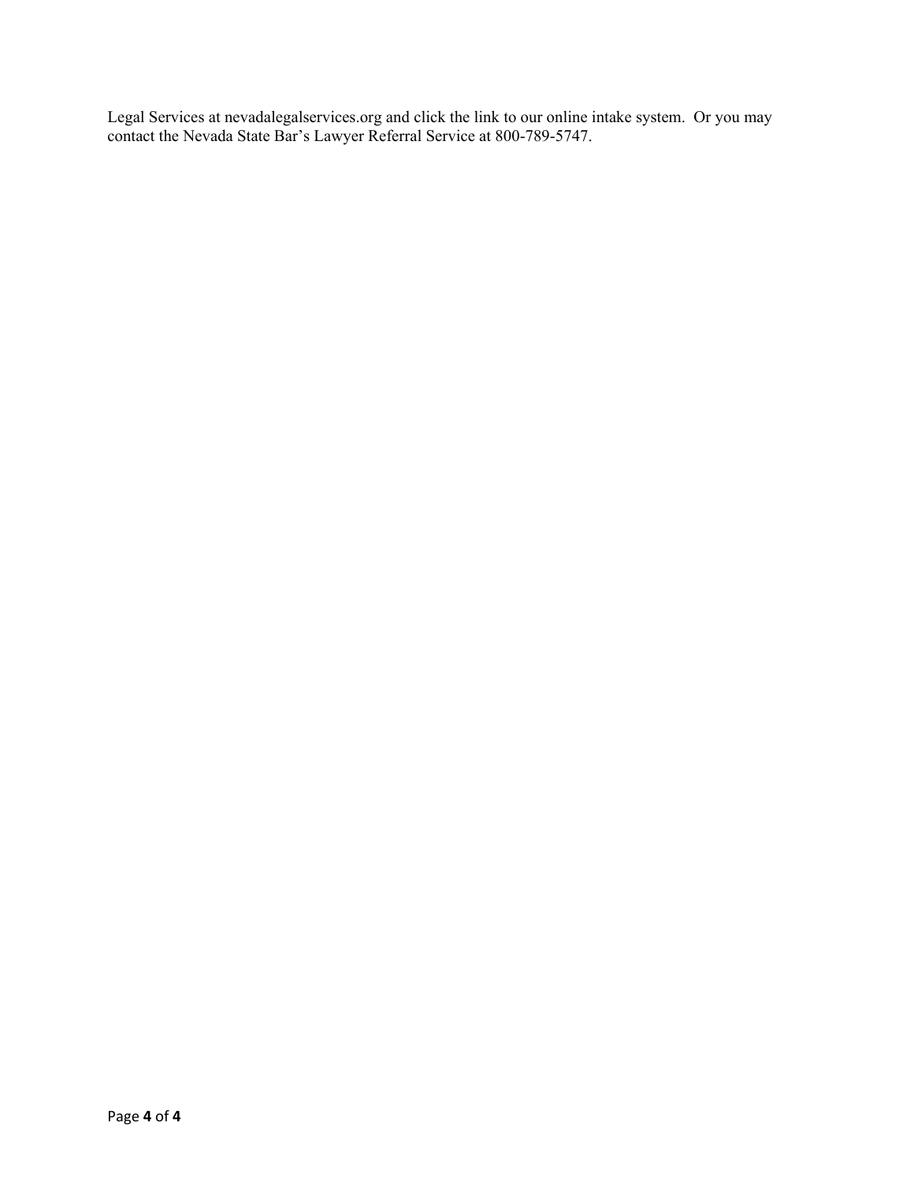Legal Services at nevadalegalservices.org and click the link to our online intake system. Or you may contact the Nevada State Bar's Lawyer Referral Service at 800-789-5747.